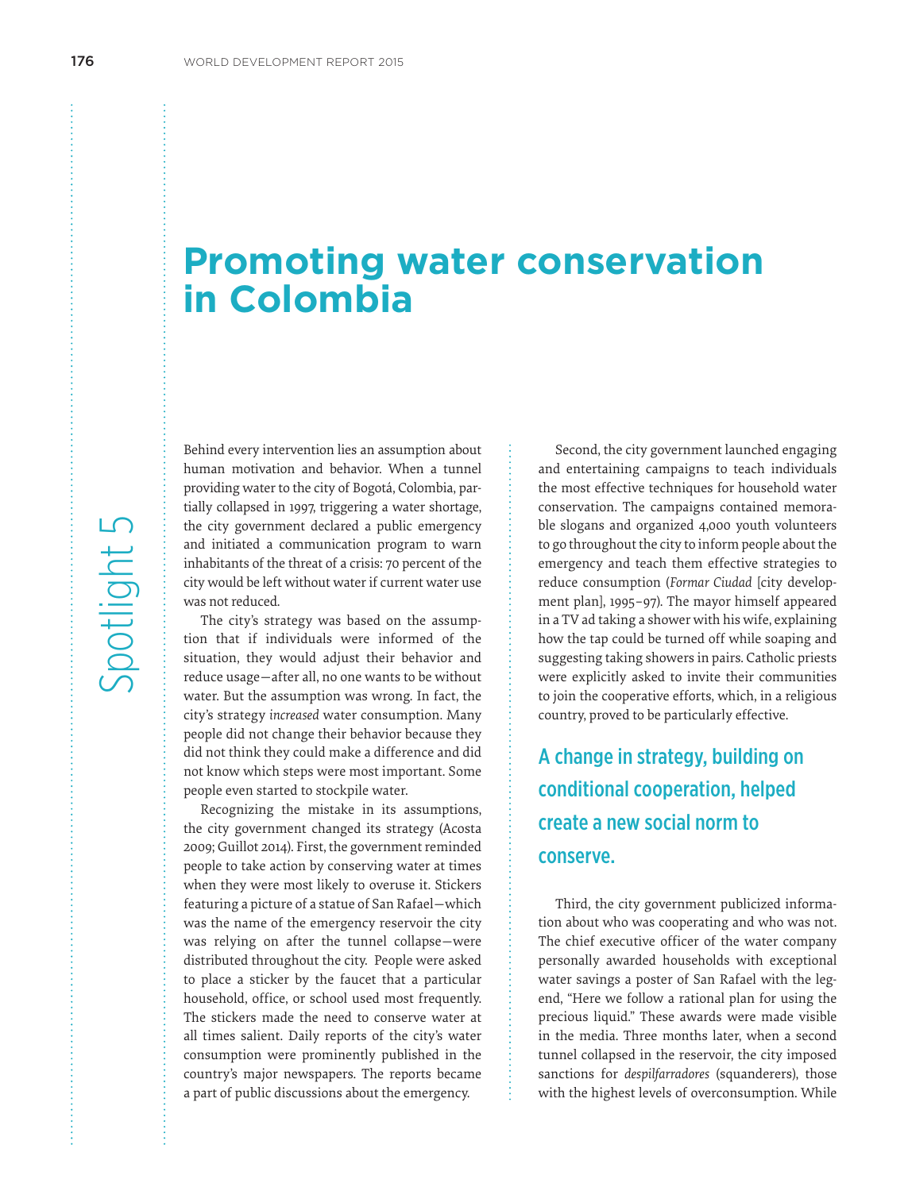# Promoting water conservation in Colombia

Behind every intervention lies an assumption about human motivation and behavior. When a tunnel providing water to the city of Bogotá, Colombia, partially collapsed in 1997, triggering a water shortage, the city government declared a public emergency and initiated a communication program to warn inhabitants of the threat of a crisis: 70 percent of the city would be left without water if current water use was not reduced.

The city's strategy was based on the assumption that if individuals were informed of the situation, they would adjust their behavior and reduce usage—after all, no one wants to be without water. But the assumption was wrong. In fact, the city's strategy *increased* water consumption. Many people did not change their behavior because they did not think they could make a difference and did not know which steps were most important. Some people even started to stockpile water.

Recognizing the mistake in its assumptions, the city government changed its strategy (Acosta 2009; Guillot 2014). First, the government reminded people to take action by conserving water at times when they were most likely to overuse it. Stickers featuring a picture of a statue of San Rafael—which was the name of the emergency reservoir the city was relying on after the tunnel collapse—were distributed throughout the city. People were asked to place a sticker by the faucet that a particular household, office, or school used most frequently. The stickers made the need to conserve water at all times salient. Daily reports of the city's water consumption were prominently published in the country's major newspapers. The reports became a part of public discussions about the emergency.

Second, the city government launched engaging and entertaining campaigns to teach individuals the most effective techniques for household water conservation. The campaigns contained memorable slogans and organized 4,000 youth volunteers to go throughout the city to inform people about the emergency and teach them effective strategies to reduce consumption (*Formar Ciudad* [city development plan], 1995–97). The mayor himself appeared in a TV ad taking a shower with his wife, explaining how the tap could be turned off while soaping and suggesting taking showers in pairs. Catholic priests were explicitly asked to invite their communities to join the cooperative efforts, which, in a religious country, proved to be particularly effective.

> A change in strategy, building on conditional cooperation, helped create a new social norm to conserve.

Third, the city government publicized information about who was cooperating and who was not. The chief executive officer of the water company personally awarded households with exceptional water savings a poster of San Rafael with the legend, "Here we follow a rational plan for using the precious liquid." These awards were made visible in the media. Three months later, when a second tunnel collapsed in the reservoir, the city imposed sanctions for *despilfarradores* (squanderers), those with the highest levels of overconsumption. While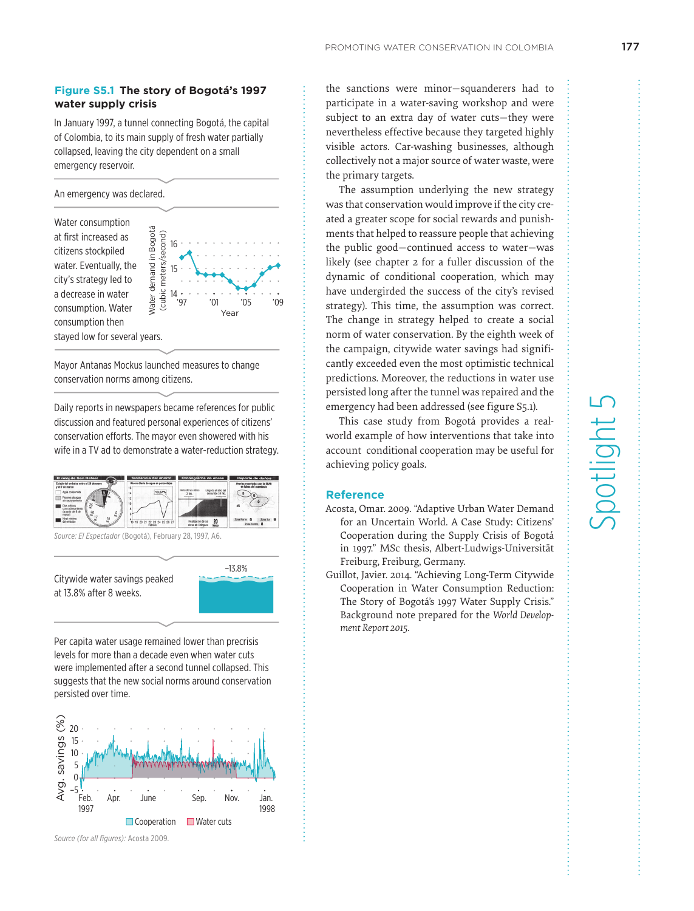## Figure S5.1 The story of Bogotá's 1997 water supply crisis

In January 1997, a tunnel connecting Bogotá, the capital of Colombia, to its main supply of fresh water partially collapsed, leaving the city dependent on a small emergency reservoir.

An emergency was declared.

Water consumption at first increased as citizens stockpiled water. Eventually, the city's strategy led to a decrease in water consumption. Water consumption then stayed low for several years.

Water demand in Bogotá (cubic meters/second)

16

15

14

'97 '01 '05 '09

Year

Mayor Antanas Mockus launched measures to change conservation norms among citizens.

Daily reports in newspapers became references for public discussion and featured personal experiences of citizens' conservation efforts. The mayor even showered with his wife in a TV ad to demonstrate a water-reduction strategy.

*Source: El Espectador* (Bogotá), February 28, 1997, A6.

Citywide water savings peaked at 13.8% after 8 weeks.

−13.8%

Per capita water usage remained lower than precrisis levels for more than a decade even when water cuts were implemented after a second tunnel collapsed. This suggests that the new social norms around conservation persisted over time.

Avg. savings (%)

20

15

10

5

0

−5

Feb. 1997 Apr. June Sep. Nov. Jan. 1998

Cooperation Water cuts

*Source (for all figures):* Acosta 2009.

the sanctions were minor—squanderers had to participate in a water-saving workshop and were subject to an extra day of water cuts—they were nevertheless effective because they targeted highly visible actors. Car-washing businesses, although collectively not a major source of water waste, were the primary targets.

The assumption underlying the new strategy was that conservation would improve if the city created a greater scope for social rewards and punishments that helped to reassure people that achieving the public good—continued access to water—was likely (see chapter 2 for a fuller discussion of the dynamic of conditional cooperation, which may have undergirded the success of the city's revised strategy). This time, the assumption was correct. The change in strategy helped to create a social norm of water conservation. By the eighth week of the campaign, citywide water savings had significantly exceeded even the most optimistic technical predictions. Moreover, the reductions in water use persisted long after the tunnel was repaired and the emergency had been addressed (see figure S5.1).

This case study from Bogotá provides a real-world example of how interventions that take into account conditional cooperation may be useful for achieving policy goals.

## Reference

Acosta, Omar. 2009. "Adaptive Urban Water Demand for an Uncertain World. A Case Study: Citizens' Cooperation during the Supply Crisis of Bogotá in 1997." MSc thesis, Albert-Ludwigs-Universität Freiburg, Freiburg, Germany.

Guillot, Javier. 2014. "Achieving Long-Term Citywide Cooperation in Water Consumption Reduction: The Story of Bogotá's 1997 Water Supply Crisis." Background note prepared for the *World Development Report 2015*.